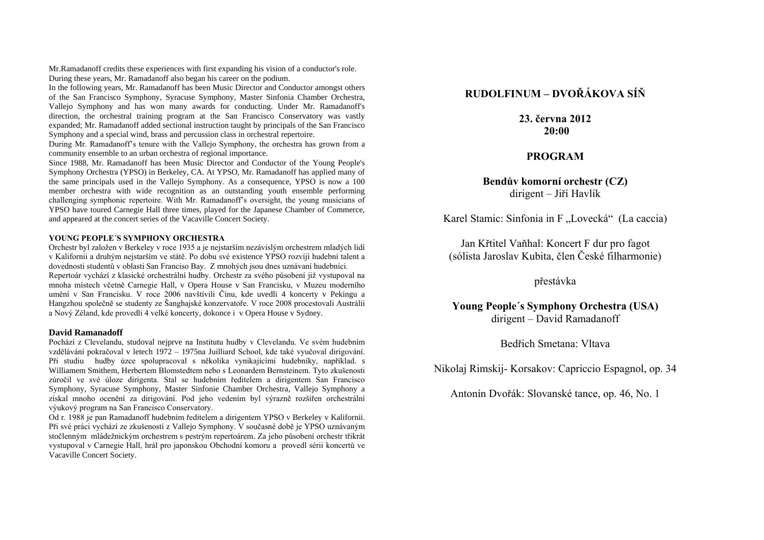Mr.Ramadanoff credits these experiences with first expanding his vision of a conductor's role. During these years, Mr. Ramadanoff also began his career on the podium.

In the following years, Mr. Ramadanoff has been Music Director and Conductor amongst others of the San Francisco Symphony, Syracuse Symphony, Master Sinfonia Chamber Orchestra, Vallejo Symphony and has won many awards for conducting. Under Mr. Ramadanoff's direction, the orchestral training program at the San Francisco Conservatory was vastly expanded; Mr. Ramadanoff added sectional instruction taught by principals of the San Francisco Symphony and a special wind, brass and percussion class in orchestral repertoire.

During Mr. Ramadanoff's tenure with the Vallejo Symphony, the orchestra has grown from a community ensemble to an urban orchestra of regional importance.

Since 1988, Mr. Ramadanoff has been Music Director and Conductor of the Young People's Symphony Orchestra (YPSO) in Berkeley, CA. At YPSO, Mr. Ramadanoff has applied many of the same principals used in the Vallejo Symphony. As a consequence, YPSO is now a 100 member orchestra with wide recognition as an outstanding youth ensemble performing challenging symphonic repertoire. With Mr. Ramadanoff's oversight, the young musicians of YPSO have toured Carnegie Hall three times, played for the Japanese Chamber of Commerce, and appeared at the concert series of the Vacaville Concert Society.

**YOUNG PEOPLE´S SYMPHONY ORCHESTRA**

Orchestr byl založen v Berkeley v roce 1935 a je nejstarším nezávislým orchestrem mladých lidí v Kalifornii a druhým nejstarším ve státě. Po dobu své existence YPSO rozvíjí hudební talent a dovednosti studentů v oblasti San Franciso Bay. Z mnohých jsou dnes uznávaní hudebníci.

Repertoár vychází z klasické orchestrální hudby. Orchestr za svého působení již vystupoval na mnoha místech včetně Carnegie Hall, v Opera House v San Francisku, v Muzeu moderního umění v San Francisku. V roce 2006 navštívili Čínu, kde uvedli 4 koncerty v Pekingu a Hangzhou společně se studenty ze Šanghajské konzervatoře. V roce 2008 procestovali Austrálii a Nový Zéland, kde provedli 4 velké koncerty, dokonce i v Opera House v Sydney.

**David Ramanadoff**

Pochází z Clevelandu, studoval nejprve na Institutu hudby v Clevelandu. Ve svém hudebním vzdělávání pokračoval v letech 1972 – 1975na Juilliard School, kde také vyučoval dirigování. Při studiu hudby úzce spolupracoval s několika vynikajícími hudebníky, například. s Williamem Smithem, Herbertem Blomstedtem nebo s Leonardem Bernsteinem. Tyto zkušenosti zúročil ve své úloze dirigenta. Stal se hudebním ředitelem a dirigentem San Francisco Symphony, Syracuse Symphony, Master Sinfonie Chamber Orchestra, Vallejo Symphony a získal mnoho ocenění za dirigování. Pod jeho vedením byl výrazně rozšířen orchestrální výukový program na San Francisco Conservatory.

Od r. 1988 je pan Ramadanoff hudebním ředitelem a dirigentem YPSO v Berkeley v Kalifornii. Při své práci vychází ze zkušeností z Vallejo Symphony. V současné době je YPSO uznávaným stočlenným mládežnickým orchestrem s pestrým repertoárem. Za jeho působení orchestr třikrát vystupoval v Carnegie Hall, hrál pro japonskou Obchodní komoru a provedl sérii koncertů ve Vacaville Concert Society.

# RUDOLFINUM – DVOŘÁKOVA SÍŇ

**23. června 2012**
**20:00**

## PROGRAM

**Bendův komorní orchestr (CZ)**
dirigent – Jiří Havlík

Karel Stamic: Sinfonia in F „Lovecká“ (La caccia)

Jan Křtitel Vaňhal: Koncert F dur pro fagot
(sólista Jaroslav Kubita, člen České filharmonie)

přestávka

**Young People´s Symphony Orchestra (USA)**
dirigent – David Ramadanoff

Bedřich Smetana: Vltava

Nikolaj Rimskij- Korsakov: Capriccio Espagnol, op. 34

Antonín Dvořák: Slovanské tance, op. 46, No. 1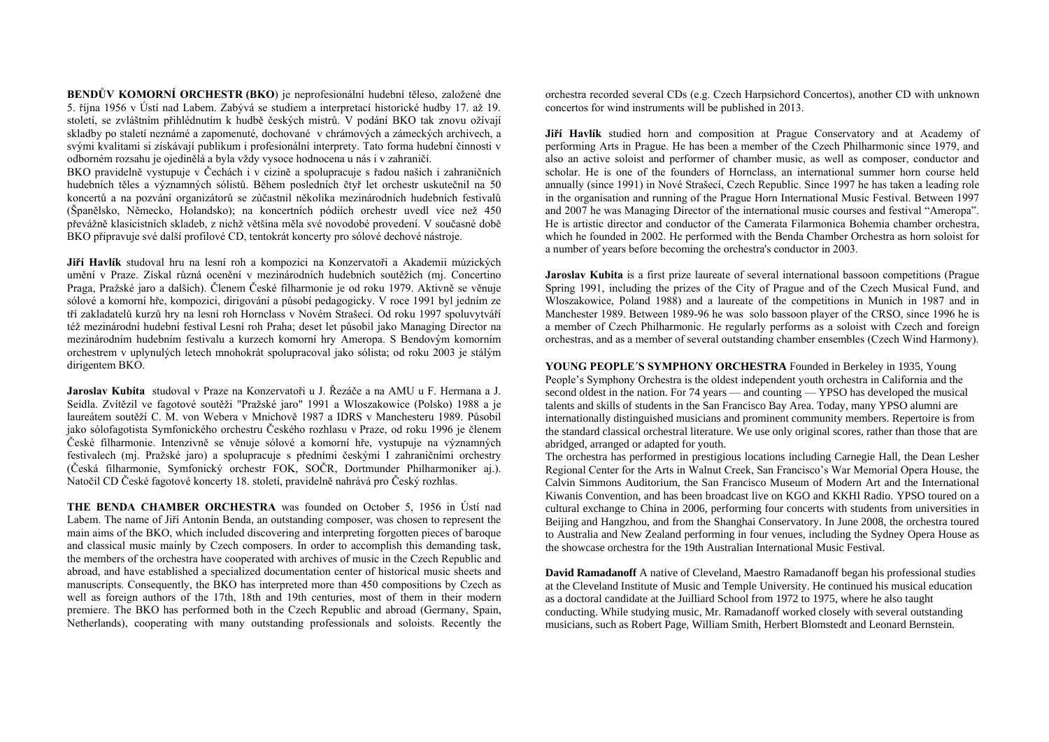**BENDŮV KOMORNÍ ORCHESTR (BKO**) je neprofesionální hudební těleso, založené dne 5. října 1956 v Ústí nad Labem. Zabývá se studiem a interpretací historické hudby 17. až 19. století, se zvláštním přihlédnutím k hudbě českých mistrů. V podání BKO tak znovu ožívají skladby po staletí neznámé a zapomenuté, dochované v chrámových a zámeckých archivech, a svými kvalitami si získávají publikum i profesionální interprety. Tato forma hudební činnosti v odborném rozsahu je ojedinělá a byla vždy vysoce hodnocena u nás i v zahraničí.
BKO pravidelně vystupuje v Čechách i v cizině a spolupracuje s řadou našich i zahraničních hudebních těles a významných sólistů. Během posledních čtyř let orchestr uskutečnil na 50 koncertů a na pozvání organizátorů se zúčastnil několika mezinárodních hudebních festivalů (Španělsko, Německo, Holandsko); na koncertních pódiích orchestr uvedl více než 450 převážně klasicistních skladeb, z nichž většina měla své novodobé provedení. V současné době BKO připravuje své další profilové CD, tentokrát koncerty pro sólové dechové nástroje.

**Jiří Havlík** studoval hru na lesní roh a kompozici na Konzervatoři a Akademii múzických umění v Praze. Získal různá ocenění v mezinárodních hudebních soutěžích (mj. Concertino Praga, Pražské jaro a dalších). Členem České filharmonie je od roku 1979. Aktivně se věnuje sólové a komorní hře, kompozici, dirigování a působí pedagogicky. V roce 1991 byl jedním ze tří zakladatelů kurzů hry na lesní roh Hornclass v Novém Strašecí. Od roku 1997 spoluvytváří též mezinárodní hudební festival Lesní roh Praha; deset let působil jako Managing Director na mezinárodním hudebním festivalu a kurzech komorní hry Ameropa. S Bendovým komorním orchestrem v uplynulých letech mnohokrát spolupracoval jako sólista; od roku 2003 je stálým dirigentem BKO.

**Jaroslav Kubita** studoval v Praze na Konzervatoři u J. Řezáče a na AMU u F. Hermana a J. Seidla. Zvítězil ve fagotové soutěži "Pražské jaro" 1991 a Wloszakowice (Polsko) 1988 a je laureátem soutěží C. M. von Webera v Mnichově 1987 a IDRS v Manchesteru 1989. Působil jako sólofagotista Symfonického orchestru Českého rozhlasu v Praze, od roku 1996 je členem České filharmonie. Intenzivně se věnuje sólové a komorní hře, vystupuje na významných festivalech (mj. Pražské jaro) a spolupracuje s předními českými I zahraničními orchestry (Česká filharmonie, Symfonický orchestr FOK, SOČR, Dortmunder Philharmoniker aj.). Natočil CD České fagotové koncerty 18. století, pravidelně nahrává pro Český rozhlas.

**THE BENDA CHAMBER ORCHESTRA** was founded on October 5, 1956 in Ústí nad Labem. The name of Jiří Antonín Benda, an outstanding composer, was chosen to represent the main aims of the BKO, which included discovering and interpreting forgotten pieces of baroque and classical music mainly by Czech composers. In order to accomplish this demanding task, the members of the orchestra have cooperated with archives of music in the Czech Republic and abroad, and have established a specialized documentation center of historical music sheets and manuscripts. Consequently, the BKO has interpreted more than 450 compositions by Czech as well as foreign authors of the 17th, 18th and 19th centuries, most of them in their modern premiere. The BKO has performed both in the Czech Republic and abroad (Germany, Spain, Netherlands), cooperating with many outstanding professionals and soloists. Recently the orchestra recorded several CDs (e.g. Czech Harpsichord Concertos), another CD with unknown concertos for wind instruments will be published in 2013.

**Jiří Havlík** studied horn and composition at Prague Conservatory and at Academy of performing Arts in Prague. He has been a member of the Czech Philharmonic since 1979, and also an active soloist and performer of chamber music, as well as composer, conductor and scholar. He is one of the founders of Hornclass, an international summer horn course held annually (since 1991) in Nové Strašecí, Czech Republic. Since 1997 he has taken a leading role in the organisation and running of the Prague Horn International Music Festival. Between 1997 and 2007 he was Managing Director of the international music courses and festival "Ameropa". He is artistic director and conductor of the Camerata Filarmonica Bohemia chamber orchestra, which he founded in 2002. He performed with the Benda Chamber Orchestra as horn soloist for a number of years before becoming the orchestra's conductor in 2003.

**Jaroslav Kubita** is a first prize laureate of several international bassoon competitions (Prague Spring 1991, including the prizes of the City of Prague and of the Czech Musical Fund, and Wloszakowice, Poland 1988) and a laureate of the competitions in Munich in 1987 and in Manchester 1989. Between 1989-96 he was solo bassoon player of the CRSO, since 1996 he is a member of Czech Philharmonic. He regularly performs as a soloist with Czech and foreign orchestras, and as a member of several outstanding chamber ensembles (Czech Wind Harmony).

**YOUNG PEOPLE´S SYMPHONY ORCHESTRA** Founded in Berkeley in 1935, Young People's Symphony Orchestra is the oldest independent youth orchestra in California and the second oldest in the nation. For 74 years — and counting — YPSO has developed the musical talents and skills of students in the San Francisco Bay Area. Today, many YPSO alumni are internationally distinguished musicians and prominent community members. Repertoire is from the standard classical orchestral literature. We use only original scores, rather than those that are abridged, arranged or adapted for youth.
The orchestra has performed in prestigious locations including Carnegie Hall, the Dean Lesher Regional Center for the Arts in Walnut Creek, San Francisco's War Memorial Opera House, the Calvin Simmons Auditorium, the San Francisco Museum of Modern Art and the International Kiwanis Convention, and has been broadcast live on KGO and KKHI Radio. YPSO toured on a cultural exchange to China in 2006, performing four concerts with students from universities in Beijing and Hangzhou, and from the Shanghai Conservatory. In June 2008, the orchestra toured to Australia and New Zealand performing in four venues, including the Sydney Opera House as the showcase orchestra for the 19th Australian International Music Festival.

**David Ramadanoff** A native of Cleveland, Maestro Ramadanoff began his professional studies at the Cleveland Institute of Music and Temple University. He continued his musical education as a doctoral candidate at the Juilliard School from 1972 to 1975, where he also taught conducting. While studying music, Mr. Ramadanoff worked closely with several outstanding musicians, such as Robert Page, William Smith, Herbert Blomstedt and Leonard Bernstein.